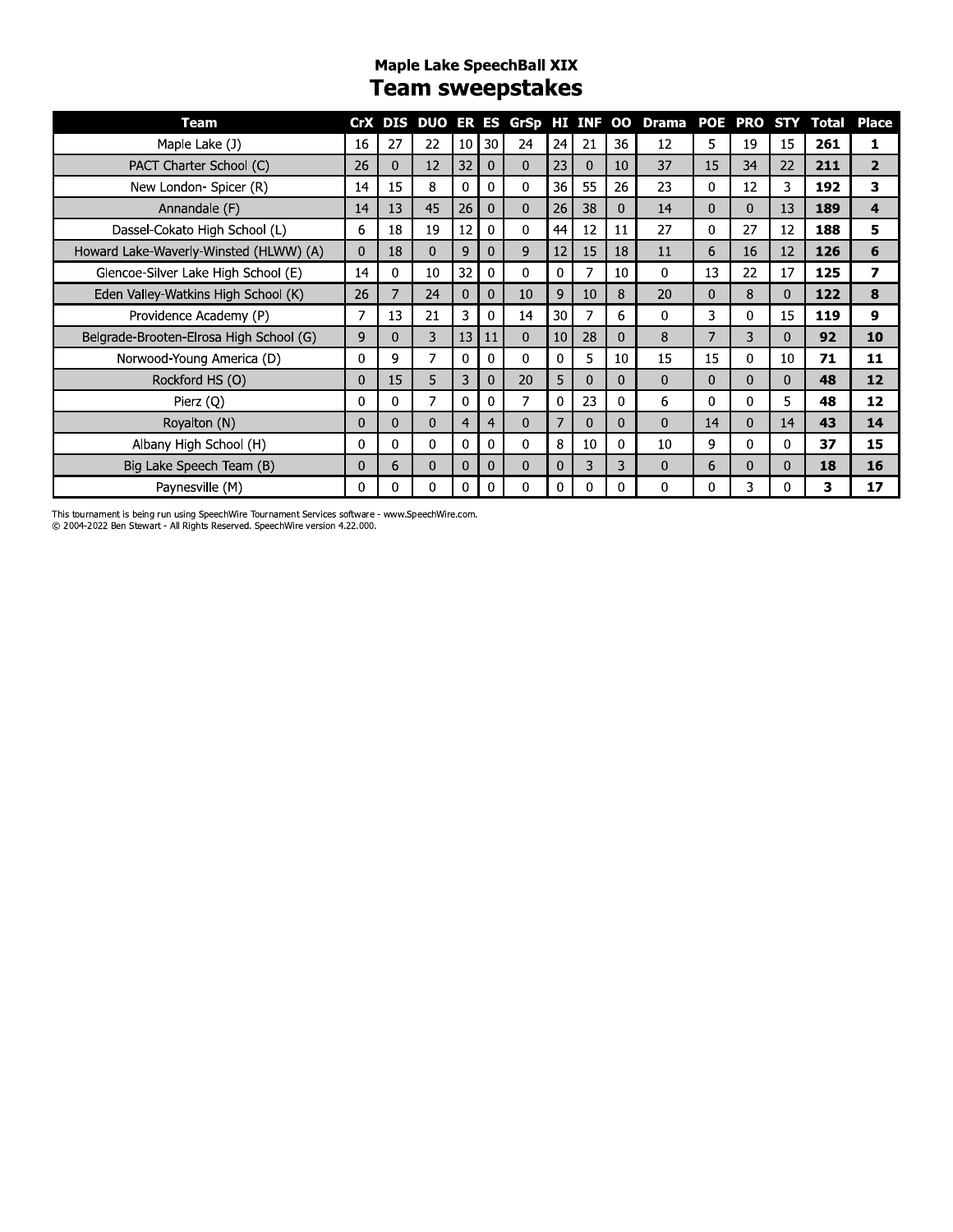## Maple Lake SpeechBall XIX

# Team sweepstakes

| Team | CrX | DIS | DUO | ER | ES | GrSp | HI | INF | OO | Drama | POE | PRO | STY | Total | Place |
|---|---|---|---|---|---|---|---|---|---|---|---|---|---|---|---|
| Maple Lake (J) | 16 | 27 | 22 | 10 | 30 | 24 | 24 | 21 | 36 | 12 | 5 | 19 | 15 | **261** | **1** |
| PACT Charter School (C) | 26 | 0 | 12 | 32 | 0 | 0 | 23 | 0 | 10 | 37 | 15 | 34 | 22 | **211** | **2** |
| New London- Spicer (R) | 14 | 15 | 8 | 0 | 0 | 0 | 36 | 55 | 26 | 23 | 0 | 12 | 3 | **192** | **3** |
| Annandale (F) | 14 | 13 | 45 | 26 | 0 | 0 | 26 | 38 | 0 | 14 | 0 | 0 | 13 | **189** | **4** |
| Dassel-Cokato High School (L) | 6 | 18 | 19 | 12 | 0 | 0 | 44 | 12 | 11 | 27 | 0 | 27 | 12 | **188** | **5** |
| Howard Lake-Waverly-Winsted (HLWW) (A) | 0 | 18 | 0 | 9 | 0 | 9 | 12 | 15 | 18 | 11 | 6 | 16 | 12 | **126** | **6** |
| Glencoe-Silver Lake High School (E) | 14 | 0 | 10 | 32 | 0 | 0 | 0 | 7 | 10 | 0 | 13 | 22 | 17 | **125** | **7** |
| Eden Valley-Watkins High School (K) | 26 | 7 | 24 | 0 | 0 | 10 | 9 | 10 | 8 | 20 | 0 | 8 | 0 | **122** | **8** |
| Providence Academy (P) | 7 | 13 | 21 | 3 | 0 | 14 | 30 | 7 | 6 | 0 | 3 | 0 | 15 | **119** | **9** |
| Belgrade-Brooten-Elrosa High School (G) | 9 | 0 | 3 | 13 | 11 | 0 | 10 | 28 | 0 | 8 | 7 | 3 | 0 | **92** | **10** |
| Norwood-Young America (D) | 0 | 9 | 7 | 0 | 0 | 0 | 0 | 5 | 10 | 15 | 15 | 0 | 10 | **71** | **11** |
| Rockford HS (O) | 0 | 15 | 5 | 3 | 0 | 20 | 5 | 0 | 0 | 0 | 0 | 0 | 0 | **48** | **12** |
| Pierz (Q) | 0 | 0 | 7 | 0 | 0 | 7 | 0 | 23 | 0 | 6 | 0 | 0 | 5 | **48** | **12** |
| Royalton (N) | 0 | 0 | 0 | 4 | 4 | 0 | 7 | 0 | 0 | 0 | 14 | 0 | 14 | **43** | **14** |
| Albany High School (H) | 0 | 0 | 0 | 0 | 0 | 0 | 8 | 10 | 0 | 10 | 9 | 0 | 0 | **37** | **15** |
| Big Lake Speech Team (B) | 0 | 6 | 0 | 0 | 0 | 0 | 0 | 3 | 3 | 0 | 6 | 0 | 0 | **18** | **16** |
| Paynesville (M) | 0 | 0 | 0 | 0 | 0 | 0 | 0 | 0 | 0 | 0 | 0 | 3 | 0 | **3** | **17** |

This tournament is being run using SpeechWire Tournament Services software - www.SpeechWire.com.
© 2004-2022 Ben Stewart - All Rights Reserved. SpeechWire version 4.22.000.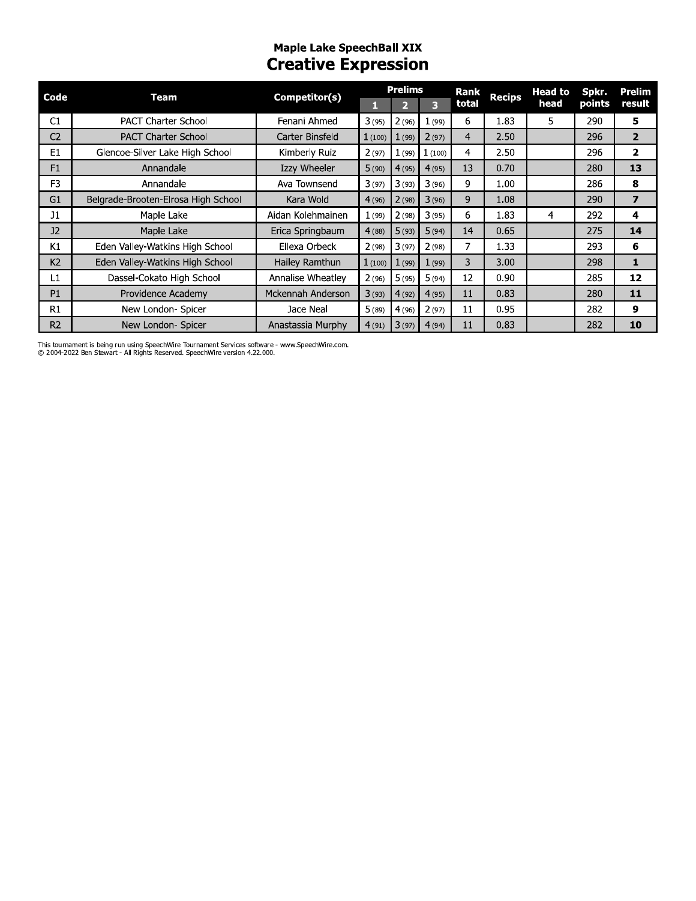## Maple Lake SpeechBall XIX

# Creative Expression

| Code | Team | Competitor(s) | Prelims 1 | Prelims 2 | Prelims 3 | Rank total | Recips | Head to head | Spkr. points | Prelim result |
|---|---|---|---|---|---|---|---|---|---|---|
| C1 | PACT Charter School | Fenani Ahmed | 3 (95) | 2 (96) | 1 (99) | 6 | 1.83 | 5 | 290 | **5** |
| C2 | PACT Charter School | Carter Binsfeld | 1 (100) | 1 (99) | 2 (97) | 4 | 2.50 | | 296 | **2** |
| E1 | Glencoe-Silver Lake High School | Kimberly Ruiz | 2 (97) | 1 (99) | 1 (100) | 4 | 2.50 | | 296 | **2** |
| F1 | Annandale | Izzy Wheeler | 5 (90) | 4 (95) | 4 (95) | 13 | 0.70 | | 280 | **13** |
| F3 | Annandale | Ava Townsend | 3 (97) | 3 (93) | 3 (96) | 9 | 1.00 | | 286 | **8** |
| G1 | Belgrade-Brooten-Elrosa High School | Kara Wold | 4 (96) | 2 (98) | 3 (96) | 9 | 1.08 | | 290 | **7** |
| J1 | Maple Lake | Aidan Kolehmainen | 1 (99) | 2 (98) | 3 (95) | 6 | 1.83 | 4 | 292 | **4** |
| J2 | Maple Lake | Erica Springbaum | 4 (88) | 5 (93) | 5 (94) | 14 | 0.65 | | 275 | **14** |
| K1 | Eden Valley-Watkins High School | Ellexa Orbeck | 2 (98) | 3 (97) | 2 (98) | 7 | 1.33 | | 293 | **6** |
| K2 | Eden Valley-Watkins High School | Hailey Ramthun | 1 (100) | 1 (99) | 1 (99) | 3 | 3.00 | | 298 | **1** |
| L1 | Dassel-Cokato High School | Annalise Wheatley | 2 (96) | 5 (95) | 5 (94) | 12 | 0.90 | | 285 | **12** |
| P1 | Providence Academy | Mckennah Anderson | 3 (93) | 4 (92) | 4 (95) | 11 | 0.83 | | 280 | **11** |
| R1 | New London- Spicer | Jace Neal | 5 (89) | 4 (96) | 2 (97) | 11 | 0.95 | | 282 | **9** |
| R2 | New London- Spicer | Anastassia Murphy | 4 (91) | 3 (97) | 4 (94) | 11 | 0.83 | | 282 | **10** |

This tournament is being run using SpeechWire Tournament Services software - www.SpeechWire.com.
© 2004-2022 Ben Stewart - All Rights Reserved. SpeechWire version 4.22.000.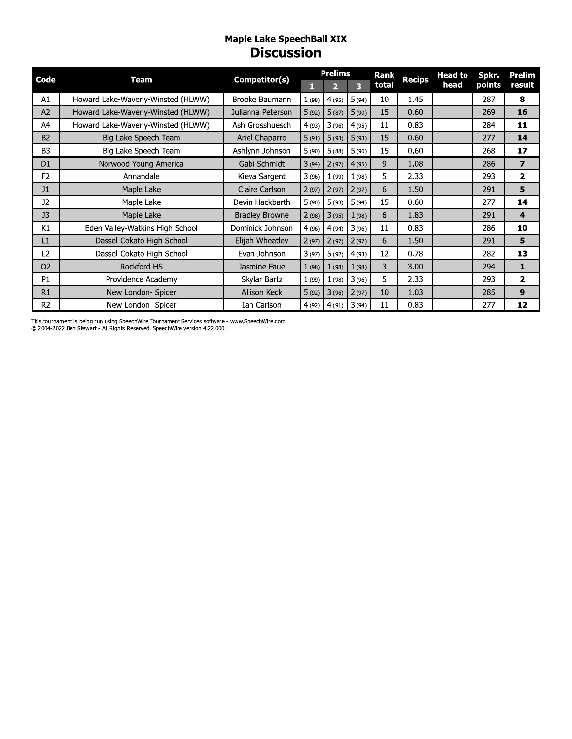# Maple Lake SpeechBall XIX

## Discussion

| Code | Team | Competitor(s) | Prelims 1 | Prelims 2 | Prelims 3 | Rank total | Recips | Head to head | Spkr. points | Prelim result |
|---|---|---|---|---|---|---|---|---|---|---|
| A1 | Howard Lake-Waverly-Winsted (HLWW) | Brooke Baumann | 1 (98) | 4 (95) | 5 (94) | 10 | 1.45 | | 287 | **8** |
| A2 | Howard Lake-Waverly-Winsted (HLWW) | Julianna Peterson | 5 (92) | 5 (87) | 5 (90) | 15 | 0.60 | | 269 | **16** |
| A4 | Howard Lake-Waverly-Winsted (HLWW) | Ash Grosshuesch | 4 (93) | 3 (96) | 4 (95) | 11 | 0.83 | | 284 | **11** |
| B2 | Big Lake Speech Team | Ariel Chaparro | 5 (91) | 5 (93) | 5 (93) | 15 | 0.60 | | 277 | **14** |
| B3 | Big Lake Speech Team | Ashlynn Johnson | 5 (90) | 5 (88) | 5 (90) | 15 | 0.60 | | 268 | **17** |
| D1 | Norwood-Young America | Gabi Schmidt | 3 (94) | 2 (97) | 4 (95) | 9 | 1.08 | | 286 | **7** |
| F2 | Annandale | Kieya Sargent | 3 (96) | 1 (99) | 1 (98) | 5 | 2.33 | | 293 | **2** |
| J1 | Maple Lake | Claire Carlson | 2 (97) | 2 (97) | 2 (97) | 6 | 1.50 | | 291 | **5** |
| J2 | Maple Lake | Devin Hackbarth | 5 (90) | 5 (93) | 5 (94) | 15 | 0.60 | | 277 | **14** |
| J3 | Maple Lake | Bradley Browne | 2 (98) | 3 (95) | 1 (98) | 6 | 1.83 | | 291 | **4** |
| K1 | Eden Valley-Watkins High School | Dominick Johnson | 4 (96) | 4 (94) | 3 (96) | 11 | 0.83 | | 286 | **10** |
| L1 | Dassel-Cokato High School | Elijah Wheatley | 2 (97) | 2 (97) | 2 (97) | 6 | 1.50 | | 291 | **5** |
| L2 | Dassel-Cokato High School | Evan Johnson | 3 (97) | 5 (92) | 4 (93) | 12 | 0.78 | | 282 | **13** |
| O2 | Rockford HS | Jasmine Faue | 1 (98) | 1 (98) | 1 (98) | 3 | 3.00 | | 294 | **1** |
| P1 | Providence Academy | Skylar Bartz | 1 (99) | 1 (98) | 3 (96) | 5 | 2.33 | | 293 | **2** |
| R1 | New London- Spicer | Allison Keck | 5 (92) | 3 (96) | 2 (97) | 10 | 1.03 | | 285 | **9** |
| R2 | New London- Spicer | Ian Carlson | 4 (92) | 4 (91) | 3 (94) | 11 | 0.83 | | 277 | **12** |

This tournament is being run using SpeechWire Tournament Services software - www.SpeechWire.com.
© 2004-2022 Ben Stewart - All Rights Reserved. SpeechWire version 4.22.000.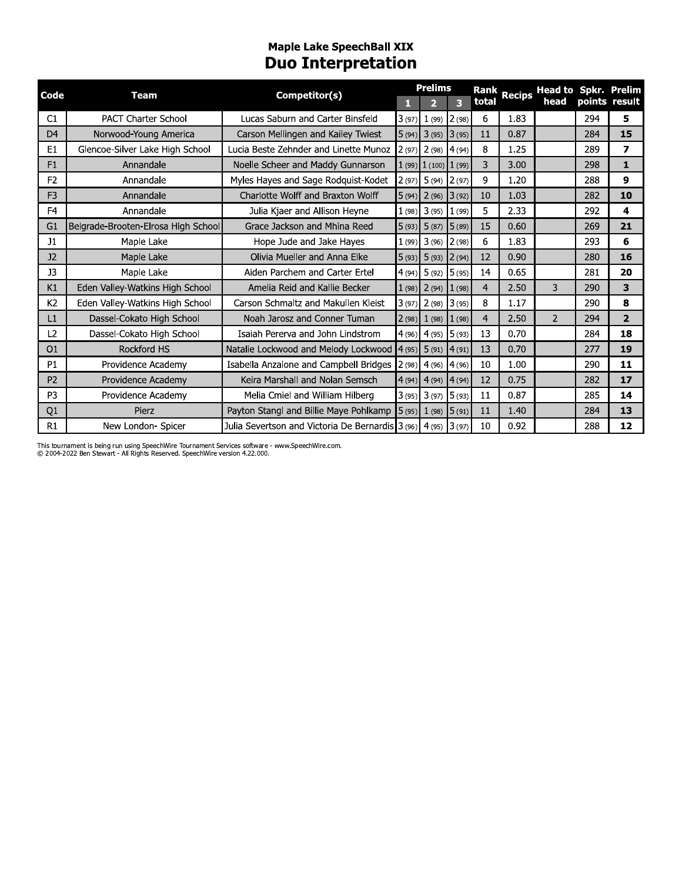# Maple Lake SpeechBall XIX

## Duo Interpretation

| Code | Team | Competitor(s) | Prelims | | | Rank total | Recips | Head to head | Spkr. points | Prelim result |
|---|---|---|---|---|---|---|---|---|---|---|
| | | | 1 | 2 | 3 | | | | | |
| C1 | PACT Charter School | Lucas Saburn and Carter Binsfeld | 3 (97) | 1 (99) | 2 (98) | 6 | 1.83 | | 294 | **5** |
| D4 | Norwood-Young America | Carson Mellingen and Kailey Twiest | 5 (94) | 3 (95) | 3 (95) | 11 | 0.87 | | 284 | **15** |
| E1 | Glencoe-Silver Lake High School | Lucia Beste Zehnder and Linette Munoz | 2 (97) | 2 (98) | 4 (94) | 8 | 1.25 | | 289 | **7** |
| F1 | Annandale | Noelle Scheer and Maddy Gunnarson | 1 (99) | 1 (100) | 1 (99) | 3 | 3.00 | | 298 | **1** |
| F2 | Annandale | Myles Hayes and Sage Rodquist-Kodet | 2 (97) | 5 (94) | 2 (97) | 9 | 1.20 | | 288 | **9** |
| F3 | Annandale | Charlotte Wolff and Braxton Wolff | 5 (94) | 2 (96) | 3 (92) | 10 | 1.03 | | 282 | **10** |
| F4 | Annandale | Julia Kjaer and Allison Heyne | 1 (98) | 3 (95) | 1 (99) | 5 | 2.33 | | 292 | **4** |
| G1 | Belgrade-Brooten-Elrosa High School | Grace Jackson and Mhina Reed | 5 (93) | 5 (87) | 5 (89) | 15 | 0.60 | | 269 | **21** |
| J1 | Maple Lake | Hope Jude and Jake Hayes | 1 (99) | 3 (96) | 2 (98) | 6 | 1.83 | | 293 | **6** |
| J2 | Maple Lake | Olivia Mueller and Anna Elke | 5 (93) | 5 (93) | 2 (94) | 12 | 0.90 | | 280 | **16** |
| J3 | Maple Lake | Aiden Parchem and Carter Ertel | 4 (94) | 5 (92) | 5 (95) | 14 | 0.65 | | 281 | **20** |
| K1 | Eden Valley-Watkins High School | Amelia Reid and Kallie Becker | 1 (98) | 2 (94) | 1 (98) | 4 | 2.50 | 3 | 290 | **3** |
| K2 | Eden Valley-Watkins High School | Carson Schmaltz and Makullen Kleist | 3 (97) | 2 (98) | 3 (95) | 8 | 1.17 | | 290 | **8** |
| L1 | Dassel-Cokato High School | Noah Jarosz and Conner Tuman | 2 (98) | 1 (98) | 1 (98) | 4 | 2.50 | 2 | 294 | **2** |
| L2 | Dassel-Cokato High School | Isaiah Pererva and John Lindstrom | 4 (96) | 4 (95) | 5 (93) | 13 | 0.70 | | 284 | **18** |
| O1 | Rockford HS | Natalie Lockwood and Melody Lockwood | 4 (95) | 5 (91) | 4 (91) | 13 | 0.70 | | 277 | **19** |
| P1 | Providence Academy | Isabella Anzalone and Campbell Bridges | 2 (98) | 4 (96) | 4 (96) | 10 | 1.00 | | 290 | **11** |
| P2 | Providence Academy | Keira Marshall and Nolan Semsch | 4 (94) | 4 (94) | 4 (94) | 12 | 0.75 | | 282 | **17** |
| P3 | Providence Academy | Melia Cmiel and William Hilberg | 3 (95) | 3 (97) | 5 (93) | 11 | 0.87 | | 285 | **14** |
| Q1 | Pierz | Payton Stangl and Billie Maye Pohlkamp | 5 (95) | 1 (98) | 5 (91) | 11 | 1.40 | | 284 | **13** |
| R1 | New London- Spicer | Julia Severtson and Victoria De Bernardis | 3 (96) | 4 (95) | 3 (97) | 10 | 0.92 | | 288 | **12** |

This tournament is being run using SpeechWire Tournament Services software - www.SpeechWire.com.
© 2004-2022 Ben Stewart - All Rights Reserved. SpeechWire version 4.22.000.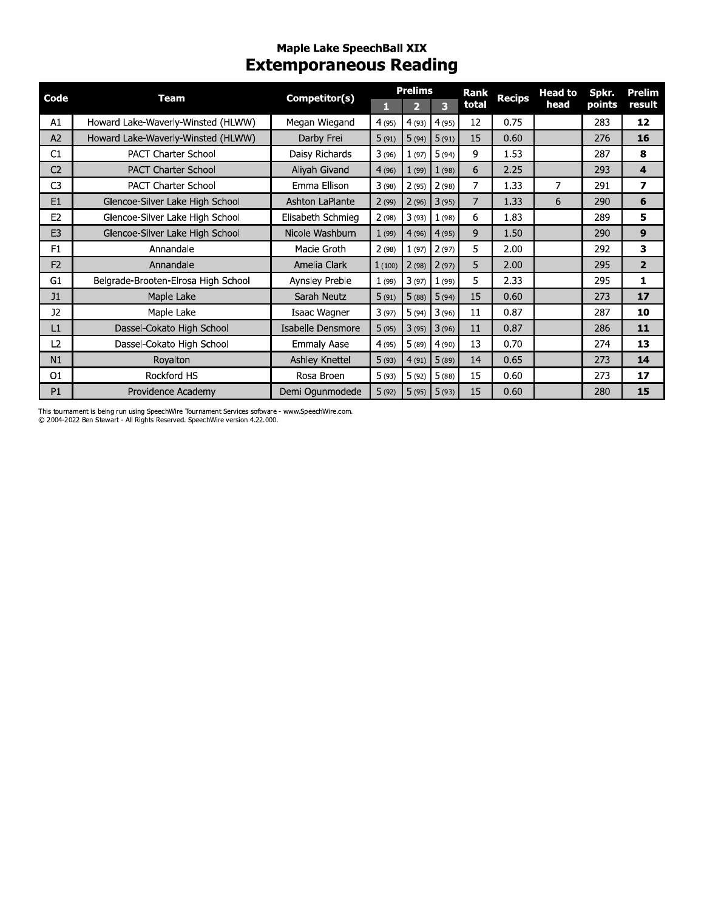## Maple Lake SpeechBall XIX

# Extemporaneous Reading

| Code | Team | Competitor(s) | Prelims | | | Rank total | Recips | Head to head | Spkr. points | Prelim result |
|---|---|---|---|---|---|---|---|---|---|---|
| | | | 1 | 2 | 3 | | | | | |
| A1 | Howard Lake-Waverly-Winsted (HLWW) | Megan Wiegand | 4 (95) | 4 (93) | 4 (95) | 12 | 0.75 | | 283 | **12** |
| A2 | Howard Lake-Waverly-Winsted (HLWW) | Darby Frei | 5 (91) | 5 (94) | 5 (91) | 15 | 0.60 | | 276 | **16** |
| C1 | PACT Charter School | Daisy Richards | 3 (96) | 1 (97) | 5 (94) | 9 | 1.53 | | 287 | **8** |
| C2 | PACT Charter School | Aliyah Givand | 4 (96) | 1 (99) | 1 (98) | 6 | 2.25 | | 293 | **4** |
| C3 | PACT Charter School | Emma Ellison | 3 (98) | 2 (95) | 2 (98) | 7 | 1.33 | 7 | 291 | **7** |
| E1 | Glencoe-Silver Lake High School | Ashton LaPlante | 2 (99) | 2 (96) | 3 (95) | 7 | 1.33 | 6 | 290 | **6** |
| E2 | Glencoe-Silver Lake High School | Elisabeth Schmieg | 2 (98) | 3 (93) | 1 (98) | 6 | 1.83 | | 289 | **5** |
| E3 | Glencoe-Silver Lake High School | Nicole Washburn | 1 (99) | 4 (96) | 4 (95) | 9 | 1.50 | | 290 | **9** |
| F1 | Annandale | Macie Groth | 2 (98) | 1 (97) | 2 (97) | 5 | 2.00 | | 292 | **3** |
| F2 | Annandale | Amelia Clark | 1 (100) | 2 (98) | 2 (97) | 5 | 2.00 | | 295 | **2** |
| G1 | Belgrade-Brooten-Elrosa High School | Aynsley Preble | 1 (99) | 3 (97) | 1 (99) | 5 | 2.33 | | 295 | **1** |
| J1 | Maple Lake | Sarah Neutz | 5 (91) | 5 (88) | 5 (94) | 15 | 0.60 | | 273 | **17** |
| J2 | Maple Lake | Isaac Wagner | 3 (97) | 5 (94) | 3 (96) | 11 | 0.87 | | 287 | **10** |
| L1 | Dassel-Cokato High School | Isabelle Densmore | 5 (95) | 3 (95) | 3 (96) | 11 | 0.87 | | 286 | **11** |
| L2 | Dassel-Cokato High School | Emmaly Aase | 4 (95) | 5 (89) | 4 (90) | 13 | 0.70 | | 274 | **13** |
| N1 | Royalton | Ashley Knettel | 5 (93) | 4 (91) | 5 (89) | 14 | 0.65 | | 273 | **14** |
| O1 | Rockford HS | Rosa Broen | 5 (93) | 5 (92) | 5 (88) | 15 | 0.60 | | 273 | **17** |
| P1 | Providence Academy | Demi Ogunmodede | 5 (92) | 5 (95) | 5 (93) | 15 | 0.60 | | 280 | **15** |

This tournament is being run using SpeechWire Tournament Services software - www.SpeechWire.com.
© 2004-2022 Ben Stewart - All Rights Reserved. SpeechWire version 4.22.000.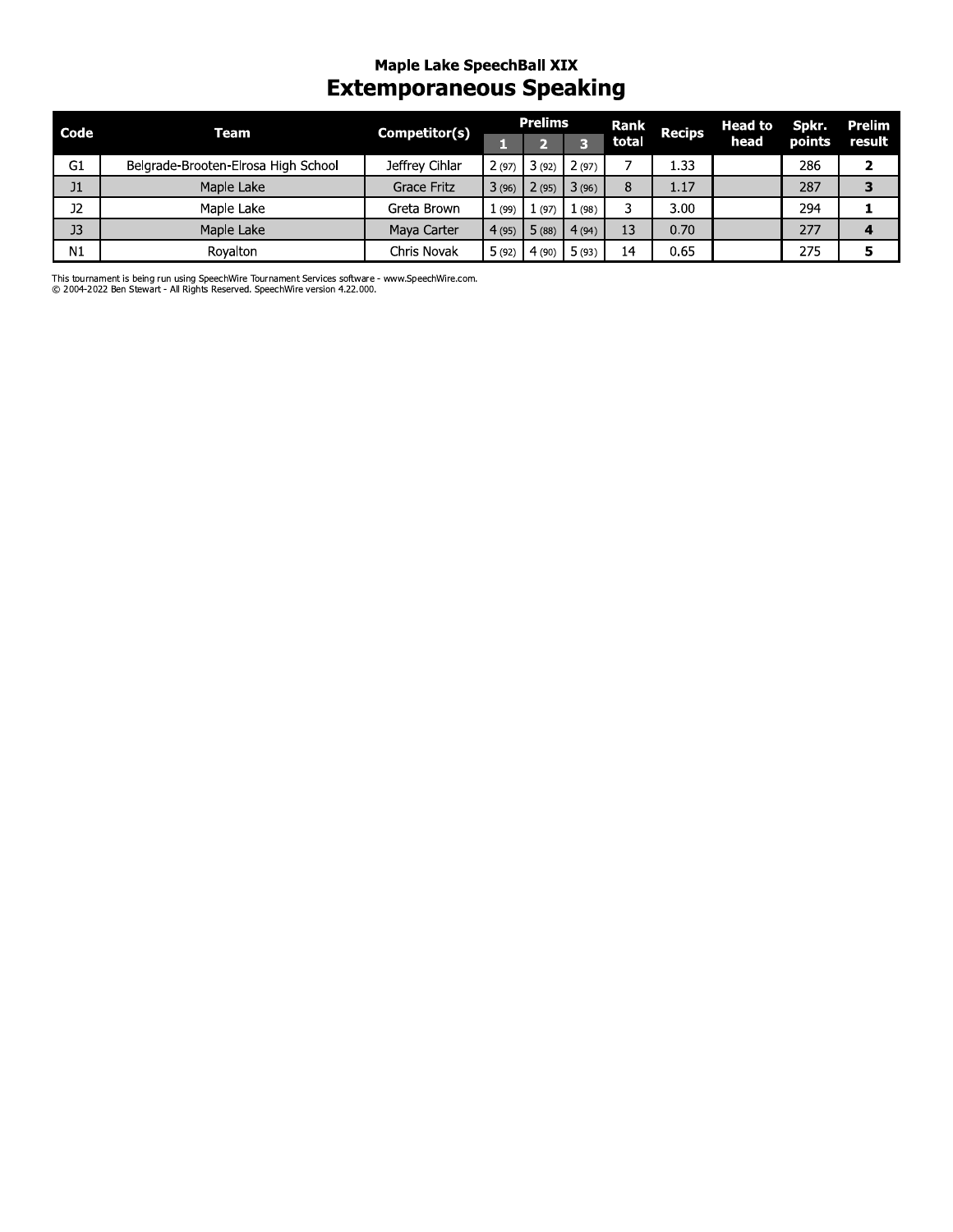## Maple Lake SpeechBall XIX

# Extemporaneous Speaking

| Code | Team | Competitor(s) | Prelims | | | Rank total | Recips | Head to head | Spkr. points | Prelim result |
|---|---|---|---|---|---|---|---|---|---|---|
| | | | 1 | 2 | 3 | | | | | |
| G1 | Belgrade-Brooten-Elrosa High School | Jeffrey Cihlar | 2 (97) | 3 (92) | 2 (97) | 7 | 1.33 | | 286 | **2** |
| J1 | Maple Lake | Grace Fritz | 3 (96) | 2 (95) | 3 (96) | 8 | 1.17 | | 287 | **3** |
| J2 | Maple Lake | Greta Brown | 1 (99) | 1 (97) | 1 (98) | 3 | 3.00 | | 294 | **1** |
| J3 | Maple Lake | Maya Carter | 4 (95) | 5 (88) | 4 (94) | 13 | 0.70 | | 277 | **4** |
| N1 | Royalton | Chris Novak | 5 (92) | 4 (90) | 5 (93) | 14 | 0.65 | | 275 | **5** |

This tournament is being run using SpeechWire Tournament Services software - www.SpeechWire.com.
© 2004-2022 Ben Stewart - All Rights Reserved. SpeechWire version 4.22.000.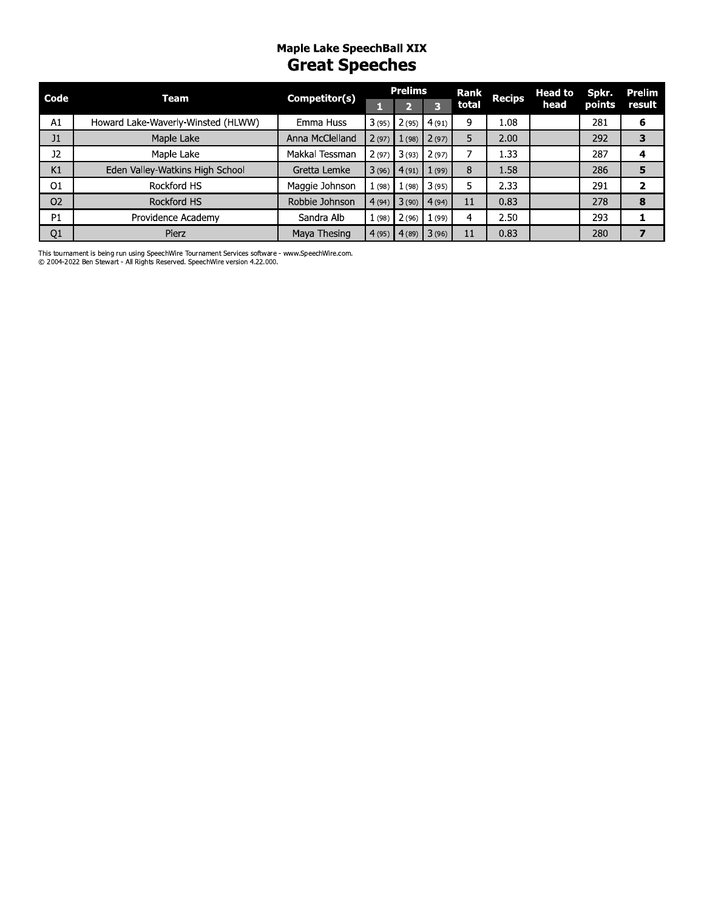## Maple Lake SpeechBall XIX

# Great Speeches

| Code | Team | Competitor(s) | Prelims | | | Rank total | Recips | Head to head | Spkr. points | Prelim result |
|---|---|---|---|---|---|---|---|---|---|---|
| | | | 1 | 2 | 3 | | | | | |
| A1 | Howard Lake-Waverly-Winsted (HLWW) | Emma Huss | 3 (95) | 2 (95) | 4 (91) | 9 | 1.08 | | 281 | **6** |
| J1 | Maple Lake | Anna McClelland | 2 (97) | 1 (98) | 2 (97) | 5 | 2.00 | | 292 | **3** |
| J2 | Maple Lake | Makkal Tessman | 2 (97) | 3 (93) | 2 (97) | 7 | 1.33 | | 287 | **4** |
| K1 | Eden Valley-Watkins High School | Gretta Lemke | 3 (96) | 4 (91) | 1 (99) | 8 | 1.58 | | 286 | **5** |
| O1 | Rockford HS | Maggie Johnson | 1 (98) | 1 (98) | 3 (95) | 5 | 2.33 | | 291 | **2** |
| O2 | Rockford HS | Robbie Johnson | 4 (94) | 3 (90) | 4 (94) | 11 | 0.83 | | 278 | **8** |
| P1 | Providence Academy | Sandra Alb | 1 (98) | 2 (96) | 1 (99) | 4 | 2.50 | | 293 | **1** |
| Q1 | Pierz | Maya Thesing | 4 (95) | 4 (89) | 3 (96) | 11 | 0.83 | | 280 | **7** |

This tournament is being run using SpeechWire Tournament Services software - www.SpeechWire.com.
© 2004-2022 Ben Stewart - All Rights Reserved. SpeechWire version 4.22.000.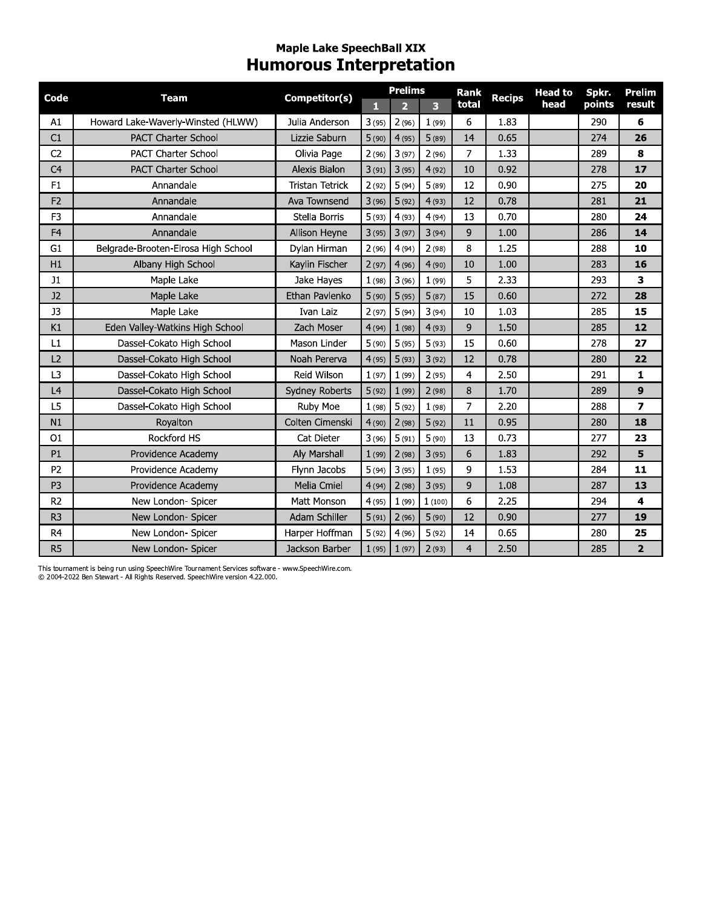## Maple Lake SpeechBall XIX

# Humorous Interpretation

| Code | Team | Competitor(s) | Prelims | | | Rank total | Recips | Head to head | Spkr. points | Prelim result |
|---|---|---|---|---|---|---|---|---|---|---|
| | | | 1 | 2 | 3 | | | | | |
| A1 | Howard Lake-Waverly-Winsted (HLWW) | Julia Anderson | 3 (95) | 2 (96) | 1 (99) | 6 | 1.83 | | 290 | **6** |
| C1 | PACT Charter School | Lizzie Saburn | 5 (90) | 4 (95) | 5 (89) | 14 | 0.65 | | 274 | **26** |
| C2 | PACT Charter School | Olivia Page | 2 (96) | 3 (97) | 2 (96) | 7 | 1.33 | | 289 | **8** |
| C4 | PACT Charter School | Alexis Bialon | 3 (91) | 3 (95) | 4 (92) | 10 | 0.92 | | 278 | **17** |
| F1 | Annandale | Tristan Tetrick | 2 (92) | 5 (94) | 5 (89) | 12 | 0.90 | | 275 | **20** |
| F2 | Annandale | Ava Townsend | 3 (96) | 5 (92) | 4 (93) | 12 | 0.78 | | 281 | **21** |
| F3 | Annandale | Stella Borris | 5 (93) | 4 (93) | 4 (94) | 13 | 0.70 | | 280 | **24** |
| F4 | Annandale | Allison Heyne | 3 (95) | 3 (97) | 3 (94) | 9 | 1.00 | | 286 | **14** |
| G1 | Belgrade-Brooten-Elrosa High School | Dylan Hirman | 2 (96) | 4 (94) | 2 (98) | 8 | 1.25 | | 288 | **10** |
| H1 | Albany High School | Kaylin Fischer | 2 (97) | 4 (96) | 4 (90) | 10 | 1.00 | | 283 | **16** |
| J1 | Maple Lake | Jake Hayes | 1 (98) | 3 (96) | 1 (99) | 5 | 2.33 | | 293 | **3** |
| J2 | Maple Lake | Ethan Pavlenko | 5 (90) | 5 (95) | 5 (87) | 15 | 0.60 | | 272 | **28** |
| J3 | Maple Lake | Ivan Laiz | 2 (97) | 5 (94) | 3 (94) | 10 | 1.03 | | 285 | **15** |
| K1 | Eden Valley-Watkins High School | Zach Moser | 4 (94) | 1 (98) | 4 (93) | 9 | 1.50 | | 285 | **12** |
| L1 | Dassel-Cokato High School | Mason Linder | 5 (90) | 5 (95) | 5 (93) | 15 | 0.60 | | 278 | **27** |
| L2 | Dassel-Cokato High School | Noah Pererva | 4 (95) | 5 (93) | 3 (92) | 12 | 0.78 | | 280 | **22** |
| L3 | Dassel-Cokato High School | Reid Wilson | 1 (97) | 1 (99) | 2 (95) | 4 | 2.50 | | 291 | **1** |
| L4 | Dassel-Cokato High School | Sydney Roberts | 5 (92) | 1 (99) | 2 (98) | 8 | 1.70 | | 289 | **9** |
| L5 | Dassel-Cokato High School | Ruby Moe | 1 (98) | 5 (92) | 1 (98) | 7 | 2.20 | | 288 | **7** |
| N1 | Royalton | Colten Cimenski | 4 (90) | 2 (98) | 5 (92) | 11 | 0.95 | | 280 | **18** |
| O1 | Rockford HS | Cat Dieter | 3 (96) | 5 (91) | 5 (90) | 13 | 0.73 | | 277 | **23** |
| P1 | Providence Academy | Aly Marshall | 1 (99) | 2 (98) | 3 (95) | 6 | 1.83 | | 292 | **5** |
| P2 | Providence Academy | Flynn Jacobs | 5 (94) | 3 (95) | 1 (95) | 9 | 1.53 | | 284 | **11** |
| P3 | Providence Academy | Melia Cmiel | 4 (94) | 2 (98) | 3 (95) | 9 | 1.08 | | 287 | **13** |
| R2 | New London- Spicer | Matt Monson | 4 (95) | 1 (99) | 1 (100) | 6 | 2.25 | | 294 | **4** |
| R3 | New London- Spicer | Adam Schiller | 5 (91) | 2 (96) | 5 (90) | 12 | 0.90 | | 277 | **19** |
| R4 | New London- Spicer | Harper Hoffman | 5 (92) | 4 (96) | 5 (92) | 14 | 0.65 | | 280 | **25** |
| R5 | New London- Spicer | Jackson Barber | 1 (95) | 1 (97) | 2 (93) | 4 | 2.50 | | 285 | **2** |

This tournament is being run using SpeechWire Tournament Services software - www.SpeechWire.com.
© 2004-2022 Ben Stewart - All Rights Reserved. SpeechWire version 4.22.000.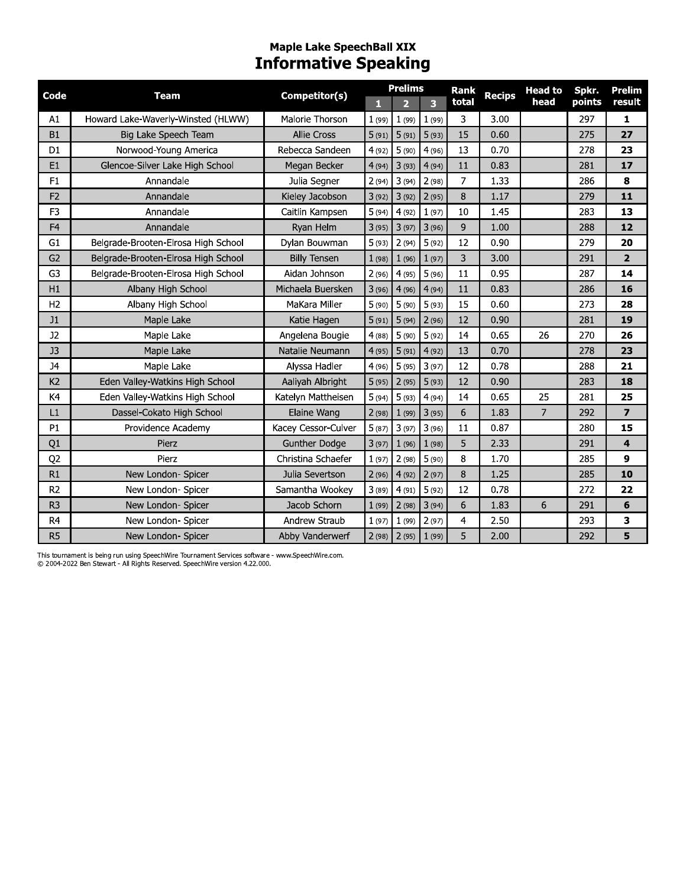## Maple Lake SpeechBall XIX

# Informative Speaking

| Code | Team | Competitor(s) | Prelims 1 | Prelims 2 | Prelims 3 | Rank total | Recips | Head to head | Spkr. points | Prelim result |
|---|---|---|---|---|---|---|---|---|---|---|
| A1 | Howard Lake-Waverly-Winsted (HLWW) | Malorie Thorson | 1 (99) | 1 (99) | 1 (99) | 3 | 3.00 | | 297 | **1** |
| B1 | Big Lake Speech Team | Allie Cross | 5 (91) | 5 (91) | 5 (93) | 15 | 0.60 | | 275 | **27** |
| D1 | Norwood-Young America | Rebecca Sandeen | 4 (92) | 5 (90) | 4 (96) | 13 | 0.70 | | 278 | **23** |
| E1 | Glencoe-Silver Lake High School | Megan Becker | 4 (94) | 3 (93) | 4 (94) | 11 | 0.83 | | 281 | **17** |
| F1 | Annandale | Julia Segner | 2 (94) | 3 (94) | 2 (98) | 7 | 1.33 | | 286 | **8** |
| F2 | Annandale | Kieley Jacobson | 3 (92) | 3 (92) | 2 (95) | 8 | 1.17 | | 279 | **11** |
| F3 | Annandale | Caitlin Kampsen | 5 (94) | 4 (92) | 1 (97) | 10 | 1.45 | | 283 | **13** |
| F4 | Annandale | Ryan Helm | 3 (95) | 3 (97) | 3 (96) | 9 | 1.00 | | 288 | **12** |
| G1 | Belgrade-Brooten-Elrosa High School | Dylan Bouwman | 5 (93) | 2 (94) | 5 (92) | 12 | 0.90 | | 279 | **20** |
| G2 | Belgrade-Brooten-Elrosa High School | Billy Tensen | 1 (98) | 1 (96) | 1 (97) | 3 | 3.00 | | 291 | **2** |
| G3 | Belgrade-Brooten-Elrosa High School | Aidan Johnson | 2 (96) | 4 (95) | 5 (96) | 11 | 0.95 | | 287 | **14** |
| H1 | Albany High School | Michaela Buersken | 3 (96) | 4 (96) | 4 (94) | 11 | 0.83 | | 286 | **16** |
| H2 | Albany High School | MaKara Miller | 5 (90) | 5 (90) | 5 (93) | 15 | 0.60 | | 273 | **28** |
| J1 | Maple Lake | Katie Hagen | 5 (91) | 5 (94) | 2 (96) | 12 | 0.90 | | 281 | **19** |
| J2 | Maple Lake | Angelena Bougie | 4 (88) | 5 (90) | 5 (92) | 14 | 0.65 | 26 | 270 | **26** |
| J3 | Maple Lake | Natalie Neumann | 4 (95) | 5 (91) | 4 (92) | 13 | 0.70 | | 278 | **23** |
| J4 | Maple Lake | Alyssa Hadler | 4 (96) | 5 (95) | 3 (97) | 12 | 0.78 | | 288 | **21** |
| K2 | Eden Valley-Watkins High School | Aaliyah Albright | 5 (95) | 2 (95) | 5 (93) | 12 | 0.90 | | 283 | **18** |
| K4 | Eden Valley-Watkins High School | Katelyn Mattheisen | 5 (94) | 5 (93) | 4 (94) | 14 | 0.65 | 25 | 281 | **25** |
| L1 | Dassel-Cokato High School | Elaine Wang | 2 (98) | 1 (99) | 3 (95) | 6 | 1.83 | 7 | 292 | **7** |
| P1 | Providence Academy | Kacey Cessor-Culver | 5 (87) | 3 (97) | 3 (96) | 11 | 0.87 | | 280 | **15** |
| Q1 | Pierz | Gunther Dodge | 3 (97) | 1 (96) | 1 (98) | 5 | 2.33 | | 291 | **4** |
| Q2 | Pierz | Christina Schaefer | 1 (97) | 2 (98) | 5 (90) | 8 | 1.70 | | 285 | **9** |
| R1 | New London- Spicer | Julia Severtson | 2 (96) | 4 (92) | 2 (97) | 8 | 1.25 | | 285 | **10** |
| R2 | New London- Spicer | Samantha Wookey | 3 (89) | 4 (91) | 5 (92) | 12 | 0.78 | | 272 | **22** |
| R3 | New London- Spicer | Jacob Schorn | 1 (99) | 2 (98) | 3 (94) | 6 | 1.83 | 6 | 291 | **6** |
| R4 | New London- Spicer | Andrew Straub | 1 (97) | 1 (99) | 2 (97) | 4 | 2.50 | | 293 | **3** |
| R5 | New London- Spicer | Abby Vanderwerf | 2 (98) | 2 (95) | 1 (99) | 5 | 2.00 | | 292 | **5** |

This tournament is being run using SpeechWire Tournament Services software - www.SpeechWire.com.
© 2004-2022 Ben Stewart - All Rights Reserved. SpeechWire version 4.22.000.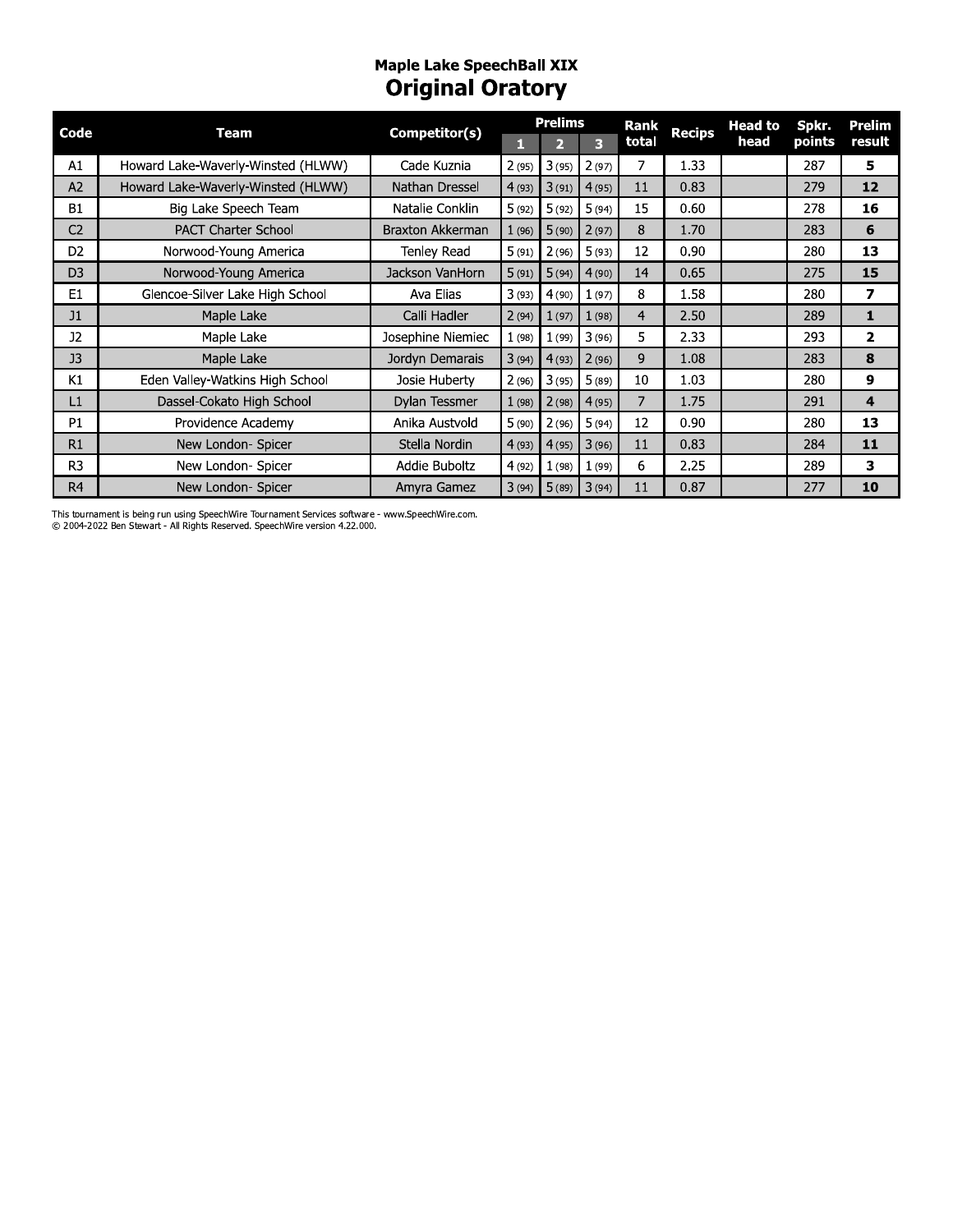## Maple Lake SpeechBall XIX

# Original Oratory

| Code | Team | Competitor(s) | Prelims 1 | Prelims 2 | Prelims 3 | Rank total | Recips | Head to head | Spkr. points | Prelim result |
|---|---|---|---|---|---|---|---|---|---|---|
| A1 | Howard Lake-Waverly-Winsted (HLWW) | Cade Kuznia | 2 (95) | 3 (95) | 2 (97) | 7 | 1.33 | | 287 | **5** |
| A2 | Howard Lake-Waverly-Winsted (HLWW) | Nathan Dressel | 4 (93) | 3 (91) | 4 (95) | 11 | 0.83 | | 279 | **12** |
| B1 | Big Lake Speech Team | Natalie Conklin | 5 (92) | 5 (92) | 5 (94) | 15 | 0.60 | | 278 | **16** |
| C2 | PACT Charter School | Braxton Akkerman | 1 (96) | 5 (90) | 2 (97) | 8 | 1.70 | | 283 | **6** |
| D2 | Norwood-Young America | Tenley Read | 5 (91) | 2 (96) | 5 (93) | 12 | 0.90 | | 280 | **13** |
| D3 | Norwood-Young America | Jackson VanHorn | 5 (91) | 5 (94) | 4 (90) | 14 | 0.65 | | 275 | **15** |
| E1 | Glencoe-Silver Lake High School | Ava Elias | 3 (93) | 4 (90) | 1 (97) | 8 | 1.58 | | 280 | **7** |
| J1 | Maple Lake | Calli Hadler | 2 (94) | 1 (97) | 1 (98) | 4 | 2.50 | | 289 | **1** |
| J2 | Maple Lake | Josephine Niemiec | 1 (98) | 1 (99) | 3 (96) | 5 | 2.33 | | 293 | **2** |
| J3 | Maple Lake | Jordyn Demarais | 3 (94) | 4 (93) | 2 (96) | 9 | 1.08 | | 283 | **8** |
| K1 | Eden Valley-Watkins High School | Josie Huberty | 2 (96) | 3 (95) | 5 (89) | 10 | 1.03 | | 280 | **9** |
| L1 | Dassel-Cokato High School | Dylan Tessmer | 1 (98) | 2 (98) | 4 (95) | 7 | 1.75 | | 291 | **4** |
| P1 | Providence Academy | Anika Austvold | 5 (90) | 2 (96) | 5 (94) | 12 | 0.90 | | 280 | **13** |
| R1 | New London- Spicer | Stella Nordin | 4 (93) | 4 (95) | 3 (96) | 11 | 0.83 | | 284 | **11** |
| R3 | New London- Spicer | Addie Buboltz | 4 (92) | 1 (98) | 1 (99) | 6 | 2.25 | | 289 | **3** |
| R4 | New London- Spicer | Amyra Gamez | 3 (94) | 5 (89) | 3 (94) | 11 | 0.87 | | 277 | **10** |

This tournament is being run using SpeechWire Tournament Services software - www.SpeechWire.com.
© 2004-2022 Ben Stewart - All Rights Reserved. SpeechWire version 4.22.000.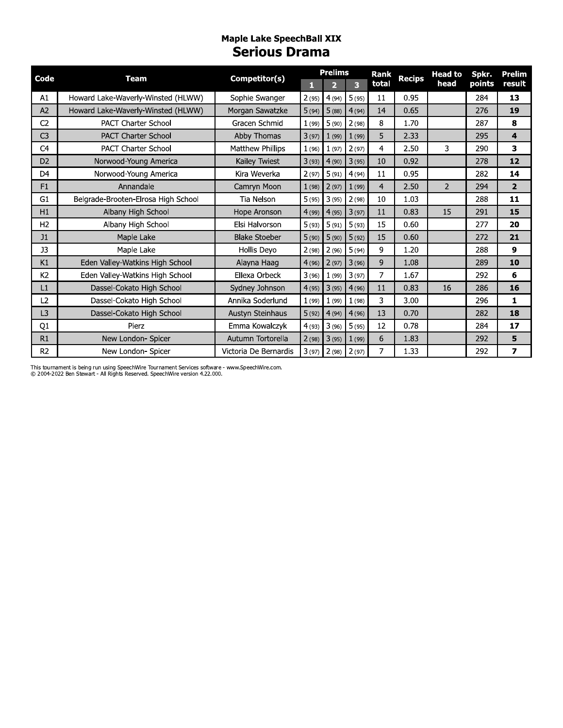## Maple Lake SpeechBall XIX

# Serious Drama

| Code | Team | Competitor(s) | Prelims 1 | Prelims 2 | Prelims 3 | Rank total | Recips | Head to head | Spkr. points | Prelim result |
|---|---|---|---|---|---|---|---|---|---|---|
| A1 | Howard Lake-Waverly-Winsted (HLWW) | Sophie Swanger | 2 (95) | 4 (94) | 5 (95) | 11 | 0.95 | | 284 | **13** |
| A2 | Howard Lake-Waverly-Winsted (HLWW) | Morgan Sawatzke | 5 (94) | 5 (88) | 4 (94) | 14 | 0.65 | | 276 | **19** |
| C2 | PACT Charter School | Gracen Schmid | 1 (99) | 5 (90) | 2 (98) | 8 | 1.70 | | 287 | **8** |
| C3 | PACT Charter School | Abby Thomas | 3 (97) | 1 (99) | 1 (99) | 5 | 2.33 | | 295 | **4** |
| C4 | PACT Charter School | Matthew Phillips | 1 (96) | 1 (97) | 2 (97) | 4 | 2.50 | 3 | 290 | **3** |
| D2 | Norwood-Young America | Kailey Twiest | 3 (93) | 4 (90) | 3 (95) | 10 | 0.92 | | 278 | **12** |
| D4 | Norwood-Young America | Kira Weverka | 2 (97) | 5 (91) | 4 (94) | 11 | 0.95 | | 282 | **14** |
| F1 | Annandale | Camryn Moon | 1 (98) | 2 (97) | 1 (99) | 4 | 2.50 | 2 | 294 | **2** |
| G1 | Belgrade-Brooten-Elrosa High School | Tia Nelson | 5 (95) | 3 (95) | 2 (98) | 10 | 1.03 | | 288 | **11** |
| H1 | Albany High School | Hope Aronson | 4 (99) | 4 (95) | 3 (97) | 11 | 0.83 | 15 | 291 | **15** |
| H2 | Albany High School | Elsi Halvorson | 5 (93) | 5 (91) | 5 (93) | 15 | 0.60 | | 277 | **20** |
| J1 | Maple Lake | Blake Stoeber | 5 (90) | 5 (90) | 5 (92) | 15 | 0.60 | | 272 | **21** |
| J3 | Maple Lake | Hollis Deyo | 2 (98) | 2 (96) | 5 (94) | 9 | 1.20 | | 288 | **9** |
| K1 | Eden Valley-Watkins High School | Alayna Haag | 4 (96) | 2 (97) | 3 (96) | 9 | 1.08 | | 289 | **10** |
| K2 | Eden Valley-Watkins High School | Ellexa Orbeck | 3 (96) | 1 (99) | 3 (97) | 7 | 1.67 | | 292 | **6** |
| L1 | Dassel-Cokato High School | Sydney Johnson | 4 (95) | 3 (95) | 4 (96) | 11 | 0.83 | 16 | 286 | **16** |
| L2 | Dassel-Cokato High School | Annika Soderlund | 1 (99) | 1 (99) | 1 (98) | 3 | 3.00 | | 296 | **1** |
| L3 | Dassel-Cokato High School | Austyn Steinhaus | 5 (92) | 4 (94) | 4 (96) | 13 | 0.70 | | 282 | **18** |
| Q1 | Pierz | Emma Kowalczyk | 4 (93) | 3 (96) | 5 (95) | 12 | 0.78 | | 284 | **17** |
| R1 | New London- Spicer | Autumn Tortorella | 2 (98) | 3 (95) | 1 (99) | 6 | 1.83 | | 292 | **5** |
| R2 | New London- Spicer | Victoria De Bernardis | 3 (97) | 2 (98) | 2 (97) | 7 | 1.33 | | 292 | **7** |

This tournament is being run using SpeechWire Tournament Services software - www.SpeechWire.com.
© 2004-2022 Ben Stewart - All Rights Reserved. SpeechWire version 4.22.000.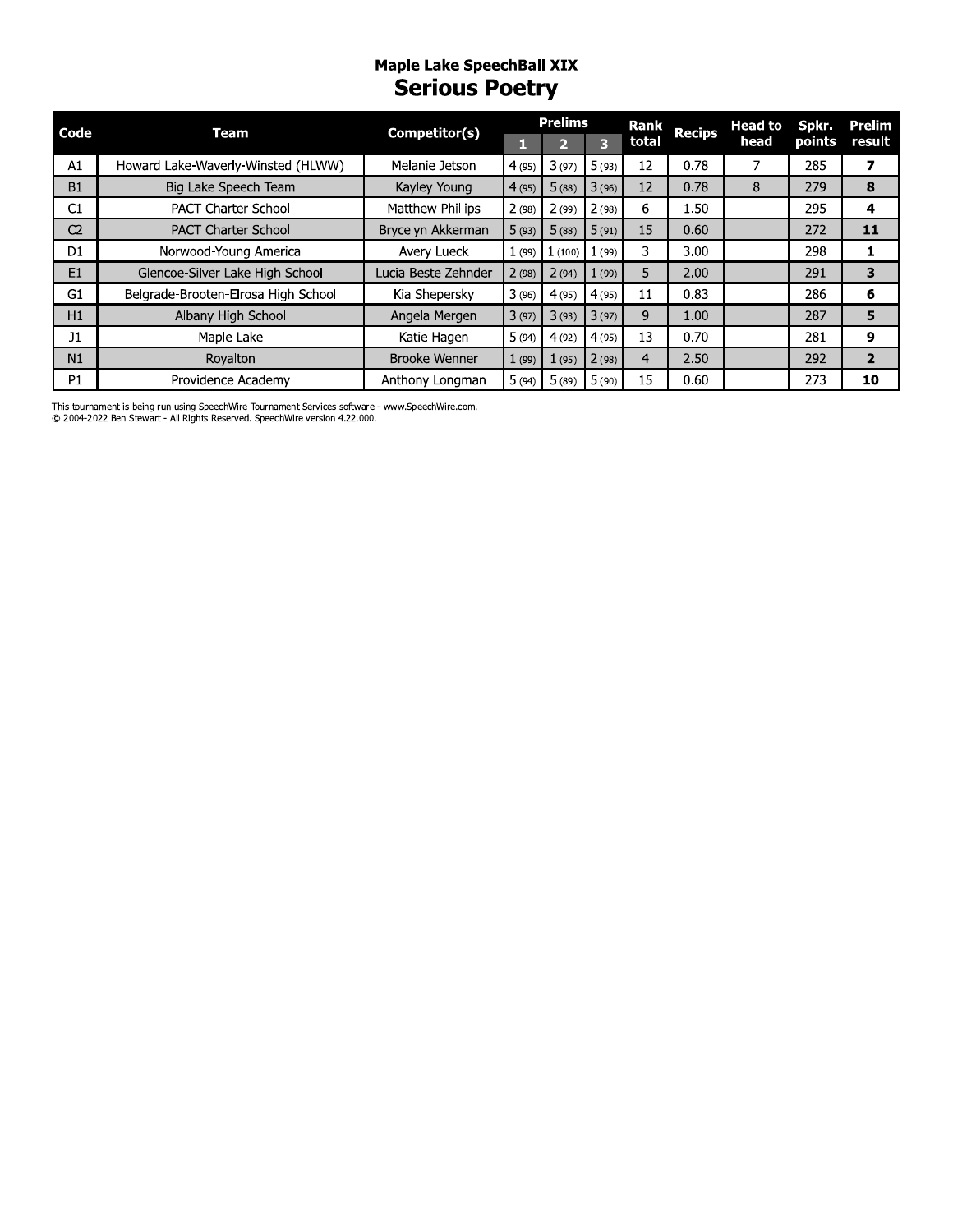## Maple Lake SpeechBall XIX

# Serious Poetry

| Code | Team | Competitor(s) | Prelims | | | Rank total | Recips | Head to head | Spkr. points | Prelim result |
|---|---|---|---|---|---|---|---|---|---|---|
| | | | 1 | 2 | 3 | | | | | |
| A1 | Howard Lake-Waverly-Winsted (HLWW) | Melanie Jetson | 4 (95) | 3 (97) | 5 (93) | 12 | 0.78 | 7 | 285 | **7** |
| B1 | Big Lake Speech Team | Kayley Young | 4 (95) | 5 (88) | 3 (96) | 12 | 0.78 | 8 | 279 | **8** |
| C1 | PACT Charter School | Matthew Phillips | 2 (98) | 2 (99) | 2 (98) | 6 | 1.50 | | 295 | **4** |
| C2 | PACT Charter School | Brycelyn Akkerman | 5 (93) | 5 (88) | 5 (91) | 15 | 0.60 | | 272 | **11** |
| D1 | Norwood-Young America | Avery Lueck | 1 (99) | 1 (100) | 1 (99) | 3 | 3.00 | | 298 | **1** |
| E1 | Glencoe-Silver Lake High School | Lucia Beste Zehnder | 2 (98) | 2 (94) | 1 (99) | 5 | 2.00 | | 291 | **3** |
| G1 | Belgrade-Brooten-Elrosa High School | Kia Shepersky | 3 (96) | 4 (95) | 4 (95) | 11 | 0.83 | | 286 | **6** |
| H1 | Albany High School | Angela Mergen | 3 (97) | 3 (93) | 3 (97) | 9 | 1.00 | | 287 | **5** |
| J1 | Maple Lake | Katie Hagen | 5 (94) | 4 (92) | 4 (95) | 13 | 0.70 | | 281 | **9** |
| N1 | Royalton | Brooke Wenner | 1 (99) | 1 (95) | 2 (98) | 4 | 2.50 | | 292 | **2** |
| P1 | Providence Academy | Anthony Longman | 5 (94) | 5 (89) | 5 (90) | 15 | 0.60 | | 273 | **10** |

This tournament is being run using SpeechWire Tournament Services software - www.SpeechWire.com.
© 2004-2022 Ben Stewart - All Rights Reserved. SpeechWire version 4.22.000.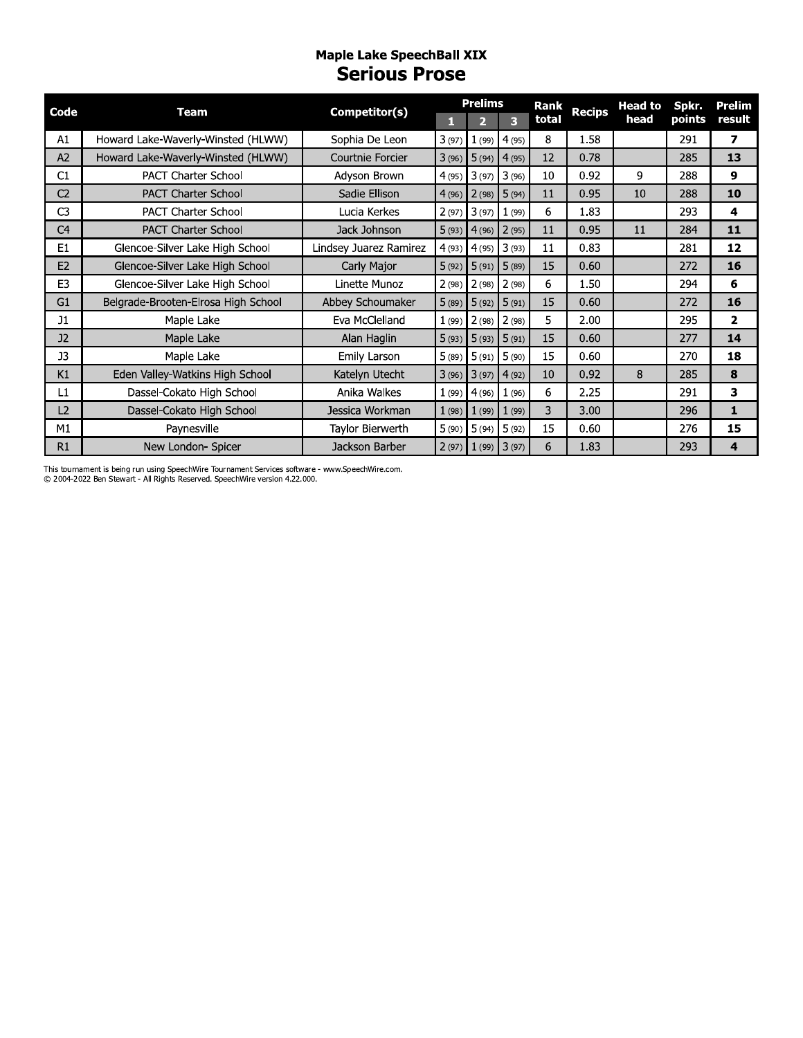## Maple Lake SpeechBall XIX

# Serious Prose

| Code | Team | Competitor(s) | Prelims | | | Rank total | Recips | Head to head | Spkr. points | Prelim result |
|---|---|---|---|---|---|---|---|---|---|---|
| | | | 1 | 2 | 3 | | | | | |
| A1 | Howard Lake-Waverly-Winsted (HLWW) | Sophia De Leon | 3 (97) | 1 (99) | 4 (95) | 8 | 1.58 | | 291 | **7** |
| A2 | Howard Lake-Waverly-Winsted (HLWW) | Courtnie Forcier | 3 (96) | 5 (94) | 4 (95) | 12 | 0.78 | | 285 | **13** |
| C1 | PACT Charter School | Adyson Brown | 4 (95) | 3 (97) | 3 (96) | 10 | 0.92 | 9 | 288 | **9** |
| C2 | PACT Charter School | Sadie Ellison | 4 (96) | 2 (98) | 5 (94) | 11 | 0.95 | 10 | 288 | **10** |
| C3 | PACT Charter School | Lucia Kerkes | 2 (97) | 3 (97) | 1 (99) | 6 | 1.83 | | 293 | **4** |
| C4 | PACT Charter School | Jack Johnson | 5 (93) | 4 (96) | 2 (95) | 11 | 0.95 | 11 | 284 | **11** |
| E1 | Glencoe-Silver Lake High School | Lindsey Juarez Ramirez | 4 (93) | 4 (95) | 3 (93) | 11 | 0.83 | | 281 | **12** |
| E2 | Glencoe-Silver Lake High School | Carly Major | 5 (92) | 5 (91) | 5 (89) | 15 | 0.60 | | 272 | **16** |
| E3 | Glencoe-Silver Lake High School | Linette Munoz | 2 (98) | 2 (98) | 2 (98) | 6 | 1.50 | | 294 | **6** |
| G1 | Belgrade-Brooten-Elrosa High School | Abbey Schoumaker | 5 (89) | 5 (92) | 5 (91) | 15 | 0.60 | | 272 | **16** |
| J1 | Maple Lake | Eva McClelland | 1 (99) | 2 (98) | 2 (98) | 5 | 2.00 | | 295 | **2** |
| J2 | Maple Lake | Alan Haglin | 5 (93) | 5 (93) | 5 (91) | 15 | 0.60 | | 277 | **14** |
| J3 | Maple Lake | Emily Larson | 5 (89) | 5 (91) | 5 (90) | 15 | 0.60 | | 270 | **18** |
| K1 | Eden Valley-Watkins High School | Katelyn Utecht | 3 (96) | 3 (97) | 4 (92) | 10 | 0.92 | 8 | 285 | **8** |
| L1 | Dassel-Cokato High School | Anika Walkes | 1 (99) | 4 (96) | 1 (96) | 6 | 2.25 | | 291 | **3** |
| L2 | Dassel-Cokato High School | Jessica Workman | 1 (98) | 1 (99) | 1 (99) | 3 | 3.00 | | 296 | **1** |
| M1 | Paynesville | Taylor Bierwerth | 5 (90) | 5 (94) | 5 (92) | 15 | 0.60 | | 276 | **15** |
| R1 | New London- Spicer | Jackson Barber | 2 (97) | 1 (99) | 3 (97) | 6 | 1.83 | | 293 | **4** |

This tournament is being run using SpeechWire Tournament Services software - www.SpeechWire.com.
© 2004-2022 Ben Stewart - All Rights Reserved. SpeechWire version 4.22.000.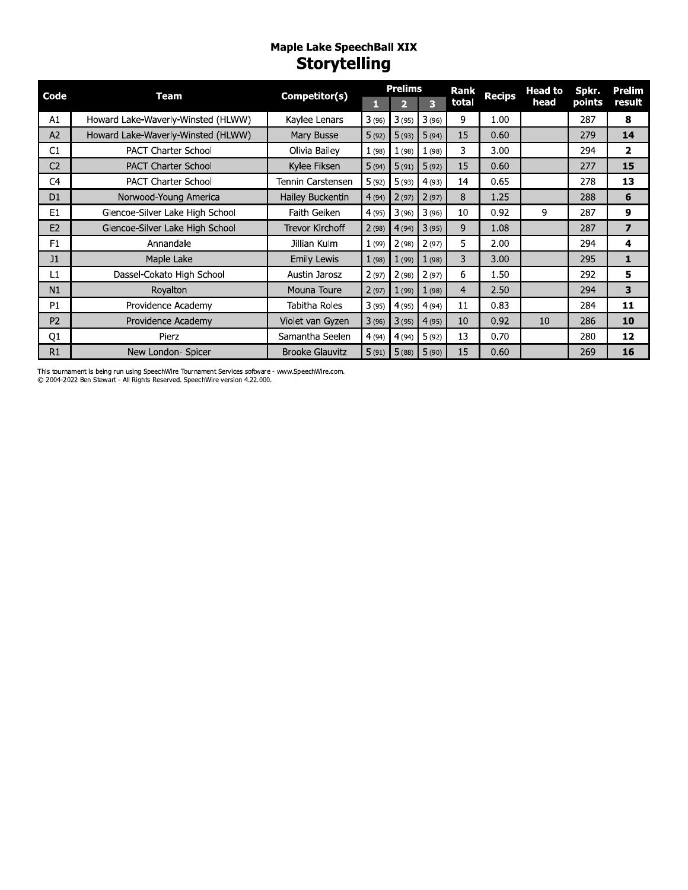## Maple Lake SpeechBall XIX

# Storytelling

| Code | Team | Competitor(s) | Prelims | | | Rank total | Recips | Head to head | Spkr. points | Prelim result |
|---|---|---|---|---|---|---|---|---|---|---|
| | | | 1 | 2 | 3 | | | | | |
| A1 | Howard Lake-Waverly-Winsted (HLWW) | Kaylee Lenars | 3 (96) | 3 (95) | 3 (96) | 9 | 1.00 | | 287 | **8** |
| A2 | Howard Lake-Waverly-Winsted (HLWW) | Mary Busse | 5 (92) | 5 (93) | 5 (94) | 15 | 0.60 | | 279 | **14** |
| C1 | PACT Charter School | Olivia Bailey | 1 (98) | 1 (98) | 1 (98) | 3 | 3.00 | | 294 | **2** |
| C2 | PACT Charter School | Kylee Fiksen | 5 (94) | 5 (91) | 5 (92) | 15 | 0.60 | | 277 | **15** |
| C4 | PACT Charter School | Tennin Carstensen | 5 (92) | 5 (93) | 4 (93) | 14 | 0.65 | | 278 | **13** |
| D1 | Norwood-Young America | Hailey Buckentin | 4 (94) | 2 (97) | 2 (97) | 8 | 1.25 | | 288 | **6** |
| E1 | Glencoe-Silver Lake High School | Faith Geiken | 4 (95) | 3 (96) | 3 (96) | 10 | 0.92 | 9 | 287 | **9** |
| E2 | Glencoe-Silver Lake High School | Trevor Kirchoff | 2 (98) | 4 (94) | 3 (95) | 9 | 1.08 | | 287 | **7** |
| F1 | Annandale | Jillian Kulm | 1 (99) | 2 (98) | 2 (97) | 5 | 2.00 | | 294 | **4** |
| J1 | Maple Lake | Emily Lewis | 1 (98) | 1 (99) | 1 (98) | 3 | 3.00 | | 295 | **1** |
| L1 | Dassel-Cokato High School | Austin Jarosz | 2 (97) | 2 (98) | 2 (97) | 6 | 1.50 | | 292 | **5** |
| N1 | Royalton | Mouna Toure | 2 (97) | 1 (99) | 1 (98) | 4 | 2.50 | | 294 | **3** |
| P1 | Providence Academy | Tabitha Roles | 3 (95) | 4 (95) | 4 (94) | 11 | 0.83 | | 284 | **11** |
| P2 | Providence Academy | Violet van Gyzen | 3 (96) | 3 (95) | 4 (95) | 10 | 0.92 | 10 | 286 | **10** |
| Q1 | Pierz | Samantha Seelen | 4 (94) | 4 (94) | 5 (92) | 13 | 0.70 | | 280 | **12** |
| R1 | New London- Spicer | Brooke Glauvitz | 5 (91) | 5 (88) | 5 (90) | 15 | 0.60 | | 269 | **16** |

This tournament is being run using SpeechWire Tournament Services software - www.SpeechWire.com.
© 2004-2022 Ben Stewart - All Rights Reserved. SpeechWire version 4.22.000.